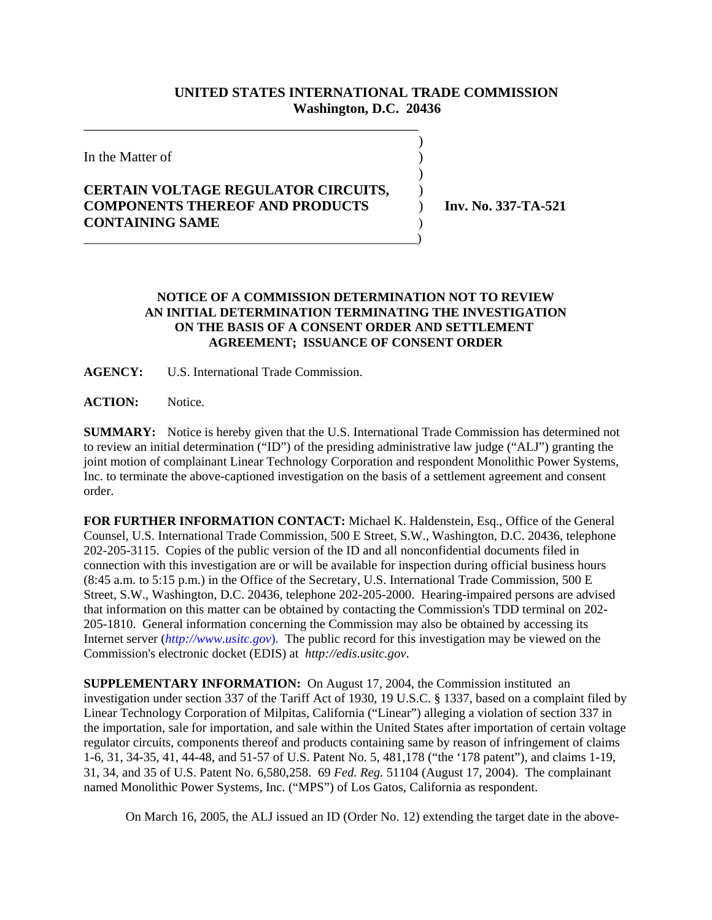**UNITED STATES INTERNATIONAL TRADE COMMISSION**
**Washington, D.C. 20436**

In the Matter of

**CERTAIN VOLTAGE REGULATOR CIRCUITS, COMPONENTS THEREOF AND PRODUCTS CONTAINING SAME**

**Inv. No. 337-TA-521**

**NOTICE OF A COMMISSION DETERMINATION NOT TO REVIEW AN INITIAL DETERMINATION TERMINATING THE INVESTIGATION ON THE BASIS OF A CONSENT ORDER AND SETTLEMENT AGREEMENT; ISSUANCE OF CONSENT ORDER**

**AGENCY:** U.S. International Trade Commission.

**ACTION:** Notice.

**SUMMARY:** Notice is hereby given that the U.S. International Trade Commission has determined not to review an initial determination ("ID") of the presiding administrative law judge ("ALJ") granting the joint motion of complainant Linear Technology Corporation and respondent Monolithic Power Systems, Inc. to terminate the above-captioned investigation on the basis of a settlement agreement and consent order.

**FOR FURTHER INFORMATION CONTACT:** Michael K. Haldenstein, Esq., Office of the General Counsel, U.S. International Trade Commission, 500 E Street, S.W., Washington, D.C. 20436, telephone 202-205-3115. Copies of the public version of the ID and all nonconfidential documents filed in connection with this investigation are or will be available for inspection during official business hours (8:45 a.m. to 5:15 p.m.) in the Office of the Secretary, U.S. International Trade Commission, 500 E Street, S.W., Washington, D.C. 20436, telephone 202-205-2000. Hearing-impaired persons are advised that information on this matter can be obtained by contacting the Commission's TDD terminal on 202-205-1810. General information concerning the Commission may also be obtained by accessing its Internet server (*http://www.usitc.gov*). The public record for this investigation may be viewed on the Commission's electronic docket (EDIS) at *http://edis.usitc.gov*.

**SUPPLEMENTARY INFORMATION:** On August 17, 2004, the Commission instituted an investigation under section 337 of the Tariff Act of 1930, 19 U.S.C. § 1337, based on a complaint filed by Linear Technology Corporation of Milpitas, California ("Linear") alleging a violation of section 337 in the importation, sale for importation, and sale within the United States after importation of certain voltage regulator circuits, components thereof and products containing same by reason of infringement of claims 1-6, 31, 34-35, 41, 44-48, and 51-57 of U.S. Patent No. 5, 481,178 ("the '178 patent"), and claims 1-19, 31, 34, and 35 of U.S. Patent No. 6,580,258. 69 *Fed. Reg.* 51104 (August 17, 2004). The complainant named Monolithic Power Systems, Inc. ("MPS") of Los Gatos, California as respondent.

On March 16, 2005, the ALJ issued an ID (Order No. 12) extending the target date in the above-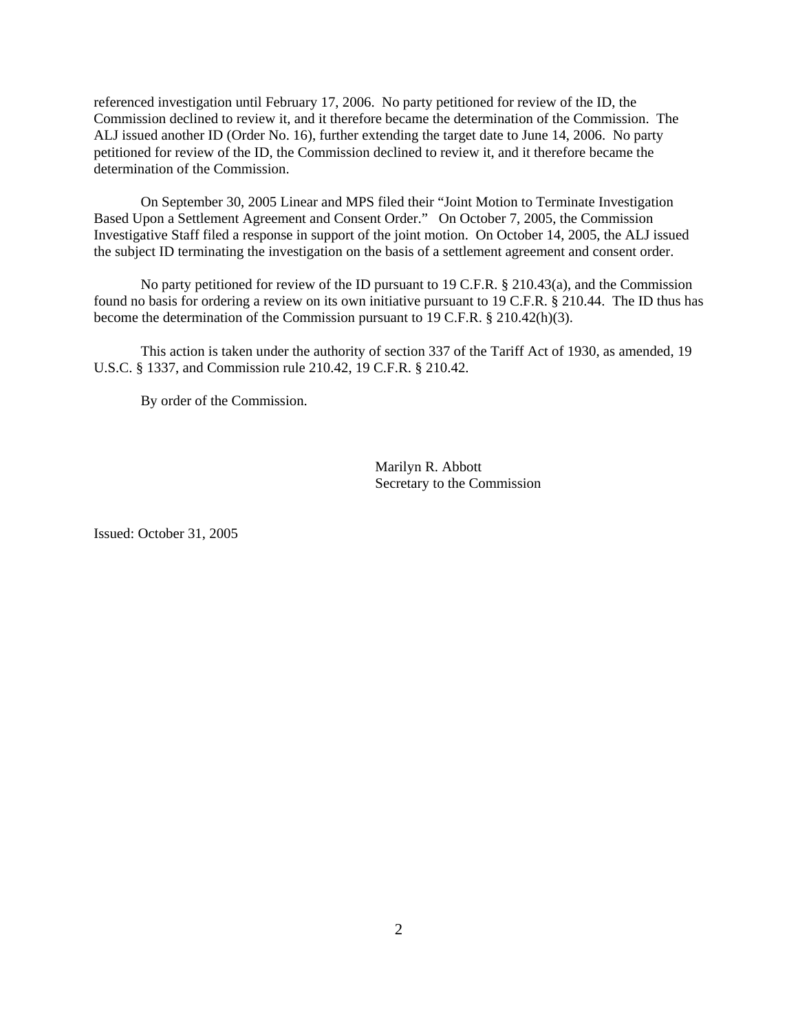referenced investigation until February 17, 2006. No party petitioned for review of the ID, the Commission declined to review it, and it therefore became the determination of the Commission. The ALJ issued another ID (Order No. 16), further extending the target date to June 14, 2006. No party petitioned for review of the ID, the Commission declined to review it, and it therefore became the determination of the Commission.

On September 30, 2005 Linear and MPS filed their "Joint Motion to Terminate Investigation Based Upon a Settlement Agreement and Consent Order." On October 7, 2005, the Commission Investigative Staff filed a response in support of the joint motion. On October 14, 2005, the ALJ issued the subject ID terminating the investigation on the basis of a settlement agreement and consent order.

No party petitioned for review of the ID pursuant to 19 C.F.R. § 210.43(a), and the Commission found no basis for ordering a review on its own initiative pursuant to 19 C.F.R. § 210.44. The ID thus has become the determination of the Commission pursuant to 19 C.F.R. § 210.42(h)(3).

This action is taken under the authority of section 337 of the Tariff Act of 1930, as amended, 19 U.S.C. § 1337, and Commission rule 210.42, 19 C.F.R. § 210.42.

By order of the Commission.

Marilyn R. Abbott
Secretary to the Commission

Issued: October 31, 2005